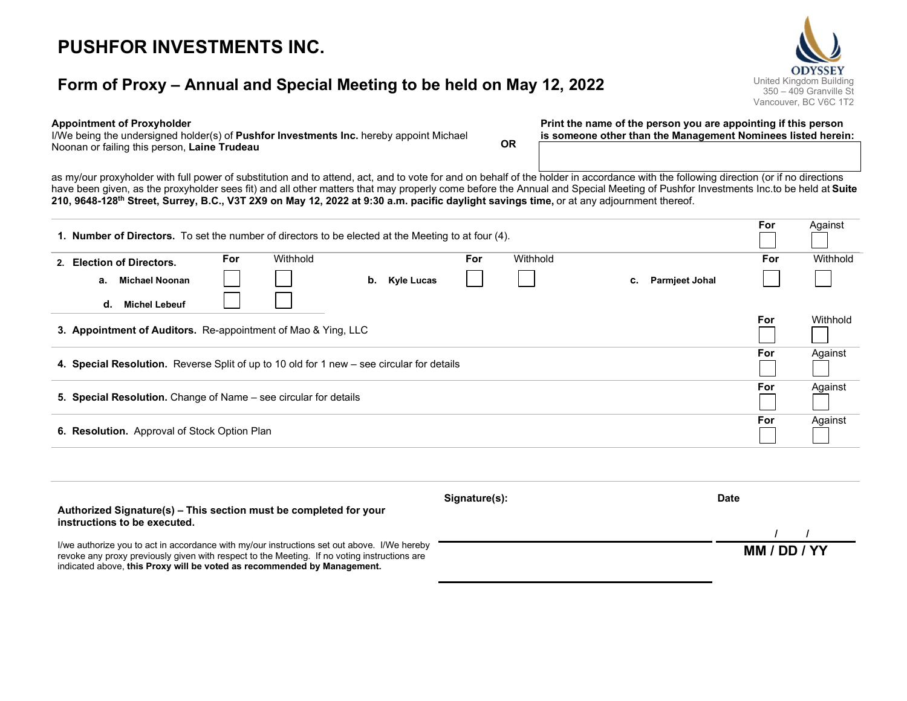# PUSHFOR INVESTMENTS INC.

ODYSSEY
United Kingdom Building
350 – 409 Granville St
Vancouver, BC V6C 1T2

## Form of Proxy – Annual and Special Meeting to be held on May 12, 2022

**Appointment of Proxyholder**
I/We being the undersigned holder(s) of **Pushfor Investments Inc.** hereby appoint Michael Noonan or failing this person, **Laine Trudeau**

**OR**

**Print the name of the person you are appointing if this person is someone other than the Management Nominees listed herein:**

as my/our proxyholder with full power of substitution and to attend, act, and to vote for and on behalf of the holder in accordance with the following direction (or if no directions have been given, as the proxyholder sees fit) and all other matters that may properly come before the Annual and Special Meeting of Pushfor Investments Inc.to be held at **Suite 210, 9648-128th Street, Surrey, B.C., V3T 2X9 on May 12, 2022 at 9:30 a.m. pacific daylight savings time,** or at any adjournment thereof.

| Resolution | For | Against |
|---|---|---|
| **1. Number of Directors.** To set the number of directors to be elected at the Meeting to at four (4). | ☐ | ☐ |

**2. Election of Directors.**

| Nominee | For | Withhold |
|---|---|---|
| **a. Michael Noonan** | ☐ | ☐ |
| **b. Kyle Lucas** | ☐ | ☐ |
| **c. Parmjeet Johal** | ☐ | ☐ |
| **d. Michel Lebeuf** | ☐ | ☐ |

| Resolution | For | Withhold |
|---|---|---|
| **3. Appointment of Auditors.** Re-appointment of Mao & Ying, LLC | ☐ | ☐ |

| Resolution | For | Against |
|---|---|---|
| **4. Special Resolution.** Reverse Split of up to 10 old for 1 new – see circular for details | ☐ | ☐ |
| **5. Special Resolution.** Change of Name – see circular for details | ☐ | ☐ |
| **6. Resolution.** Approval of Stock Option Plan | ☐ | ☐ |

**Authorized Signature(s) – This section must be completed for your instructions to be executed.**

I/we authorize you to act in accordance with my/our instructions set out above. I/We hereby revoke any proxy previously given with respect to the Meeting. If no voting instructions are indicated above, **this Proxy will be voted as recommended by Management.**

**Signature(s):** ______________________

**Date** ___ / ___ / ___
**MM / DD / YY**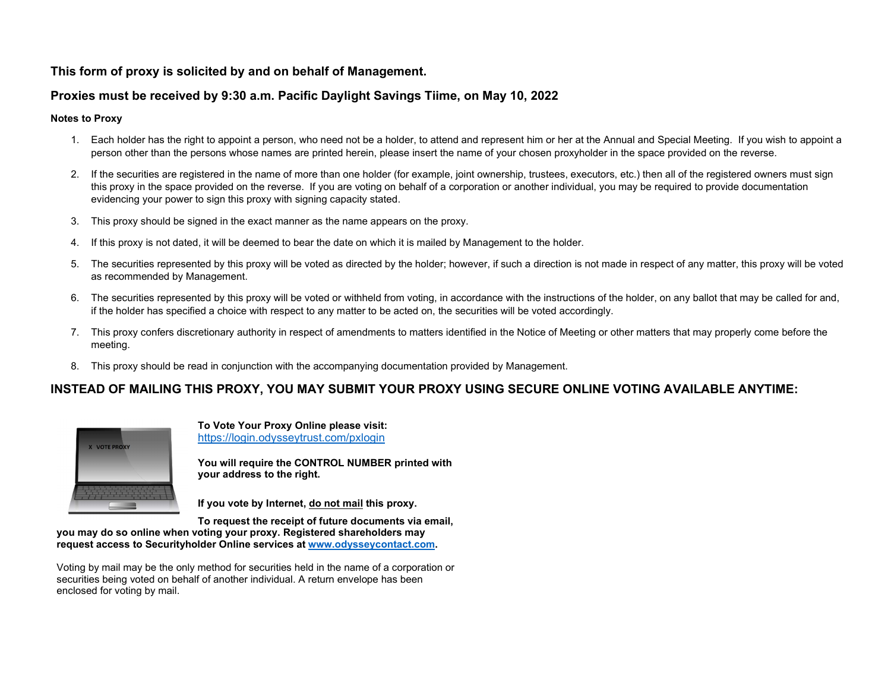**This form of proxy is solicited by and on behalf of Management.**

**Proxies must be received by 9:30 a.m. Pacific Daylight Savings Tiime, on May 10, 2022**

**Notes to Proxy**

1. Each holder has the right to appoint a person, who need not be a holder, to attend and represent him or her at the Annual and Special Meeting. If you wish to appoint a person other than the persons whose names are printed herein, please insert the name of your chosen proxyholder in the space provided on the reverse.
2. If the securities are registered in the name of more than one holder (for example, joint ownership, trustees, executors, etc.) then all of the registered owners must sign this proxy in the space provided on the reverse. If you are voting on behalf of a corporation or another individual, you may be required to provide documentation evidencing your power to sign this proxy with signing capacity stated.
3. This proxy should be signed in the exact manner as the name appears on the proxy.
4. If this proxy is not dated, it will be deemed to bear the date on which it is mailed by Management to the holder.
5. The securities represented by this proxy will be voted as directed by the holder; however, if such a direction is not made in respect of any matter, this proxy will be voted as recommended by Management.
6. The securities represented by this proxy will be voted or withheld from voting, in accordance with the instructions of the holder, on any ballot that may be called for and, if the holder has specified a choice with respect to any matter to be acted on, the securities will be voted accordingly.
7. This proxy confers discretionary authority in respect of amendments to matters identified in the Notice of Meeting or other matters that may properly come before the meeting.
8. This proxy should be read in conjunction with the accompanying documentation provided by Management.

## INSTEAD OF MAILING THIS PROXY, YOU MAY SUBMIT YOUR PROXY USING SECURE ONLINE VOTING AVAILABLE ANYTIME:

**To Vote Your Proxy Online please visit:**
https://login.odysseytrust.com/pxlogin

**You will require the CONTROL NUMBER printed with your address to the right.**

**If you vote by Internet, do not mail this proxy.**

**To request the receipt of future documents via email, you may do so online when voting your proxy. Registered shareholders may request access to Securityholder Online services at www.odysseycontact.com.**

Voting by mail may be the only method for securities held in the name of a corporation or securities being voted on behalf of another individual. A return envelope has been enclosed for voting by mail.